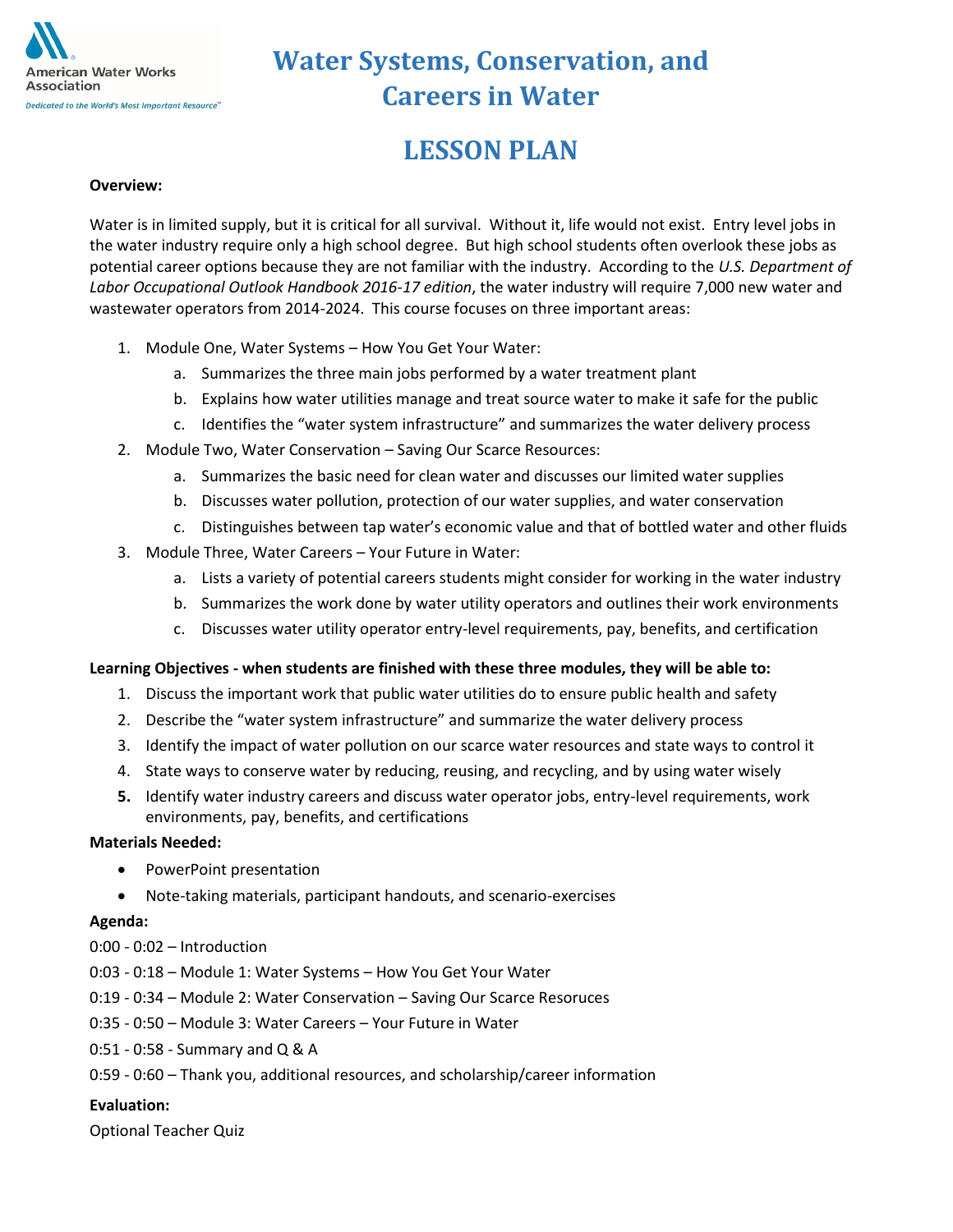American Water Works Association

*Dedicated to the World's Most Important Resource™*

# Water Systems, Conservation, and Careers in Water

# LESSON PLAN

**Overview:**

Water is in limited supply, but it is critical for all survival. Without it, life would not exist. Entry level jobs in the water industry require only a high school degree. But high school students often overlook these jobs as potential career options because they are not familiar with the industry. According to the *U.S. Department of Labor Occupational Outlook Handbook 2016-17 edition*, the water industry will require 7,000 new water and wastewater operators from 2014-2024. This course focuses on three important areas:

1. Module One, Water Systems – How You Get Your Water:
   a. Summarizes the three main jobs performed by a water treatment plant
   b. Explains how water utilities manage and treat source water to make it safe for the public
   c. Identifies the "water system infrastructure" and summarizes the water delivery process
2. Module Two, Water Conservation – Saving Our Scarce Resources:
   a. Summarizes the basic need for clean water and discusses our limited water supplies
   b. Discusses water pollution, protection of our water supplies, and water conservation
   c. Distinguishes between tap water's economic value and that of bottled water and other fluids
3. Module Three, Water Careers – Your Future in Water:
   a. Lists a variety of potential careers students might consider for working in the water industry
   b. Summarizes the work done by water utility operators and outlines their work environments
   c. Discusses water utility operator entry-level requirements, pay, benefits, and certification

**Learning Objectives - when students are finished with these three modules, they will be able to:**

1. Discuss the important work that public water utilities do to ensure public health and safety
2. Describe the "water system infrastructure" and summarize the water delivery process
3. Identify the impact of water pollution on our scarce water resources and state ways to control it
4. State ways to conserve water by reducing, reusing, and recycling, and by using water wisely
5. Identify water industry careers and discuss water operator jobs, entry-level requirements, work environments, pay, benefits, and certifications

**Materials Needed:**

- PowerPoint presentation
- Note-taking materials, participant handouts, and scenario-exercises

**Agenda:**

0:00 - 0:02 – Introduction

0:03 - 0:18 – Module 1: Water Systems – How You Get Your Water

0:19 - 0:34 – Module 2: Water Conservation – Saving Our Scarce Resorces

0:35 - 0:50 – Module 3: Water Careers – Your Future in Water

0:51 - 0:58 - Summary and Q & A

0:59 - 0:60 – Thank you, additional resources, and scholarship/career information

**Evaluation:**

Optional Teacher Quiz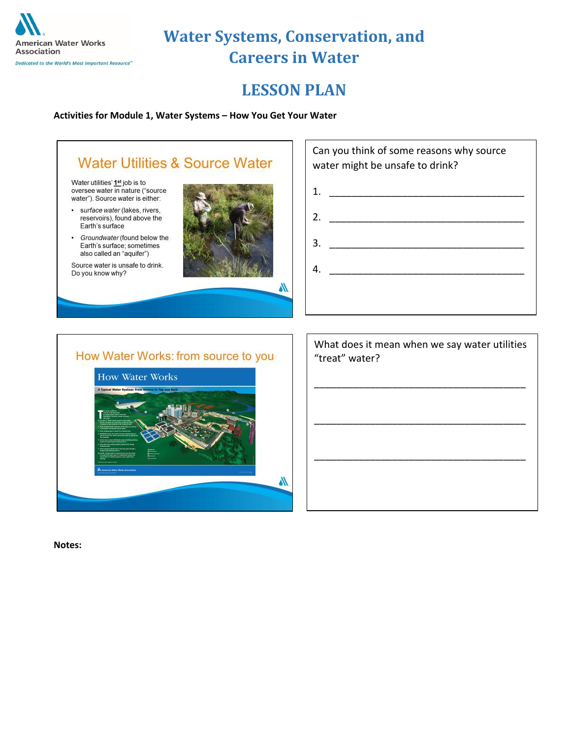# Water Systems, Conservation, and Careers in Water

## LESSON PLAN

**Activities for Module 1, Water Systems – How You Get Your Water**

### Water Utilities & Source Water

Water utilities' **1st** job is to oversee water in nature ("source water"). Source water is either:

- *surface water* (lakes, rivers, reservoirs), found above the Earth's surface
- *Groundwater* (found below the Earth's surface; sometimes also called an "aquifer")

Source water is unsafe to drink. Do you know why?

Can you think of some reasons why source water might be unsafe to drink?

1. ______________________________________
2. ______________________________________
3. ______________________________________
4. ______________________________________

### How Water Works: from source to you

How Water Works

A Typical Water System: From Source to Tap and Back

What does it mean when we say water utilities "treat" water?

______________________________________

______________________________________

______________________________________

**Notes:**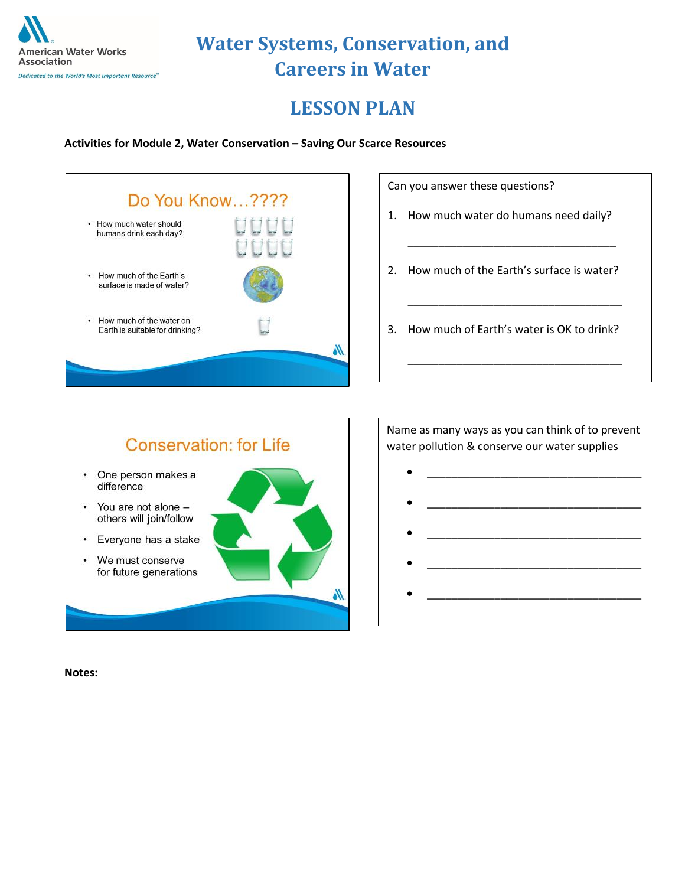# Water Systems, Conservation, and Careers in Water

## LESSON PLAN

**Activities for Module 2, Water Conservation – Saving Our Scarce Resources**

### Do You Know…????

- How much water should humans drink each day?
- How much of the Earth's surface is made of water?
- How much of the water on Earth is suitable for drinking?

Can you answer these questions?

1. How much water do humans need daily?

   ___________________________________

2. How much of the Earth's surface is water?

   ___________________________________

3. How much of Earth's water is OK to drink?

   ___________________________________

### Conservation: for Life

- One person makes a difference
- You are not alone – others will join/follow
- Everyone has a stake
- We must conserve for future generations

Name as many ways as you can think of to prevent water pollution & conserve our water supplies

- ___________________________________
- ___________________________________
- ___________________________________
- ___________________________________
- ___________________________________

**Notes:**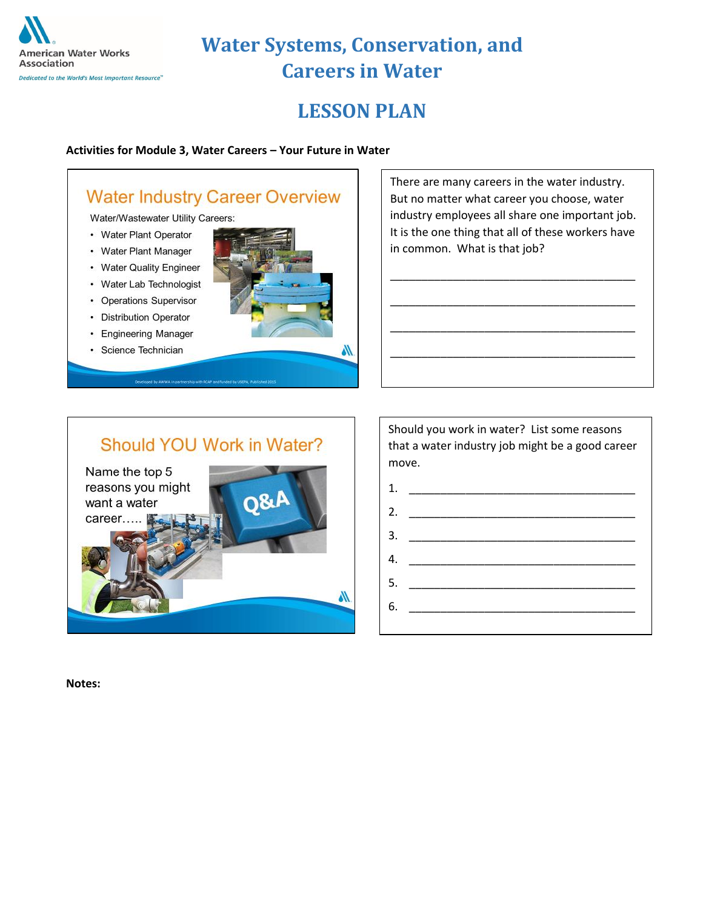# Water Systems, Conservation, and Careers in Water

## LESSON PLAN

**Activities for Module 3, Water Careers – Your Future in Water**

### Water Industry Career Overview

Water/Wastewater Utility Careers:

- Water Plant Operator
- Water Plant Manager
- Water Quality Engineer
- Water Lab Technologist
- Operations Supervisor
- Distribution Operator
- Engineering Manager
- Science Technician

Developed by AWWA in partnership with RCAP and funded by USEPA, Published 2015

There are many careers in the water industry. But no matter what career you choose, water industry employees all share one important job. It is the one thing that all of these workers have in common. What is that job?

______________________________________

______________________________________

______________________________________

______________________________________

### Should YOU Work in Water?

Name the top 5 reasons you might want a water career.....

Q&A

Should you work in water? List some reasons that a water industry job might be a good career move.

1. ______________________________________
2. ______________________________________
3. ______________________________________
4. ______________________________________
5. ______________________________________
6. ______________________________________

**Notes:**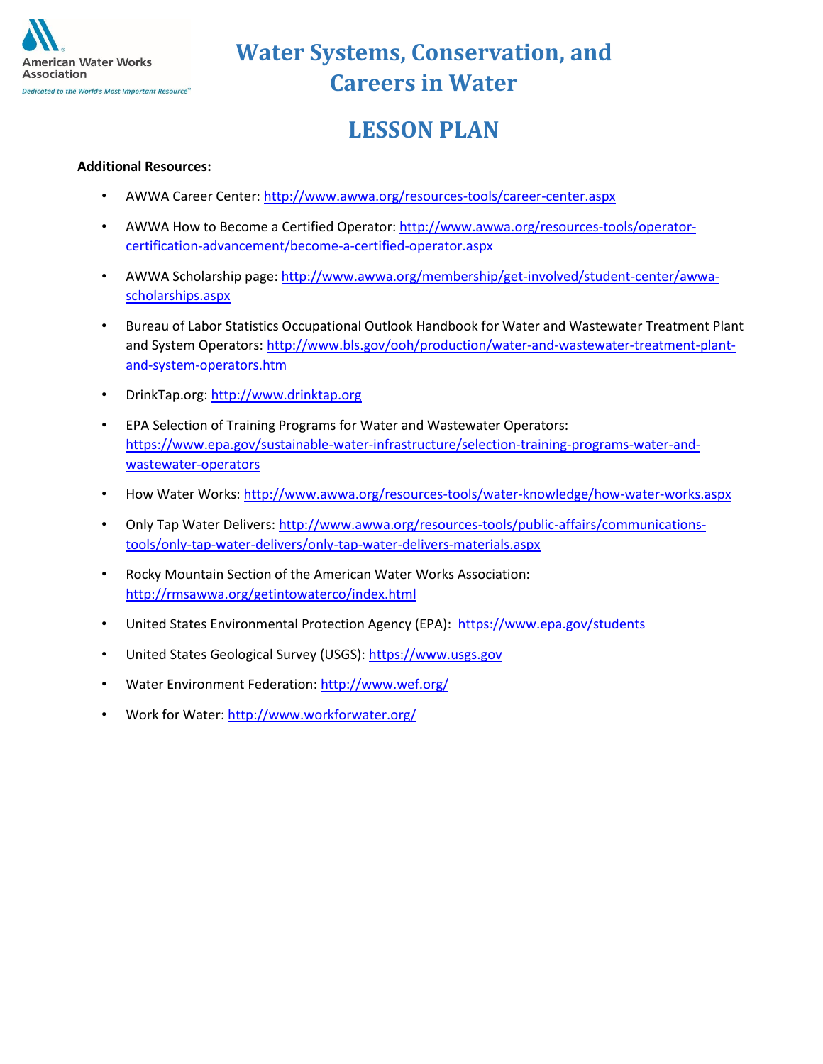# Water Systems, Conservation, and Careers in Water

## LESSON PLAN

**Additional Resources:**

- AWWA Career Center: http://www.awwa.org/resources-tools/career-center.aspx
- AWWA How to Become a Certified Operator: http://www.awwa.org/resources-tools/operator-certification-advancement/become-a-certified-operator.aspx
- AWWA Scholarship page: http://www.awwa.org/membership/get-involved/student-center/awwa-scholarships.aspx
- Bureau of Labor Statistics Occupational Outlook Handbook for Water and Wastewater Treatment Plant and System Operators: http://www.bls.gov/ooh/production/water-and-wastewater-treatment-plant-and-system-operators.htm
- DrinkTap.org: http://www.drinktap.org
- EPA Selection of Training Programs for Water and Wastewater Operators: https://www.epa.gov/sustainable-water-infrastructure/selection-training-programs-water-and-wastewater-operators
- How Water Works: http://www.awwa.org/resources-tools/water-knowledge/how-water-works.aspx
- Only Tap Water Delivers: http://www.awwa.org/resources-tools/public-affairs/communications-tools/only-tap-water-delivers/only-tap-water-delivers-materials.aspx
- Rocky Mountain Section of the American Water Works Association: http://rmsawwa.org/getintowaterco/index.html
- United States Environmental Protection Agency (EPA): https://www.epa.gov/students
- United States Geological Survey (USGS): https://www.usgs.gov
- Water Environment Federation: http://www.wef.org/
- Work for Water: http://www.workforwater.org/